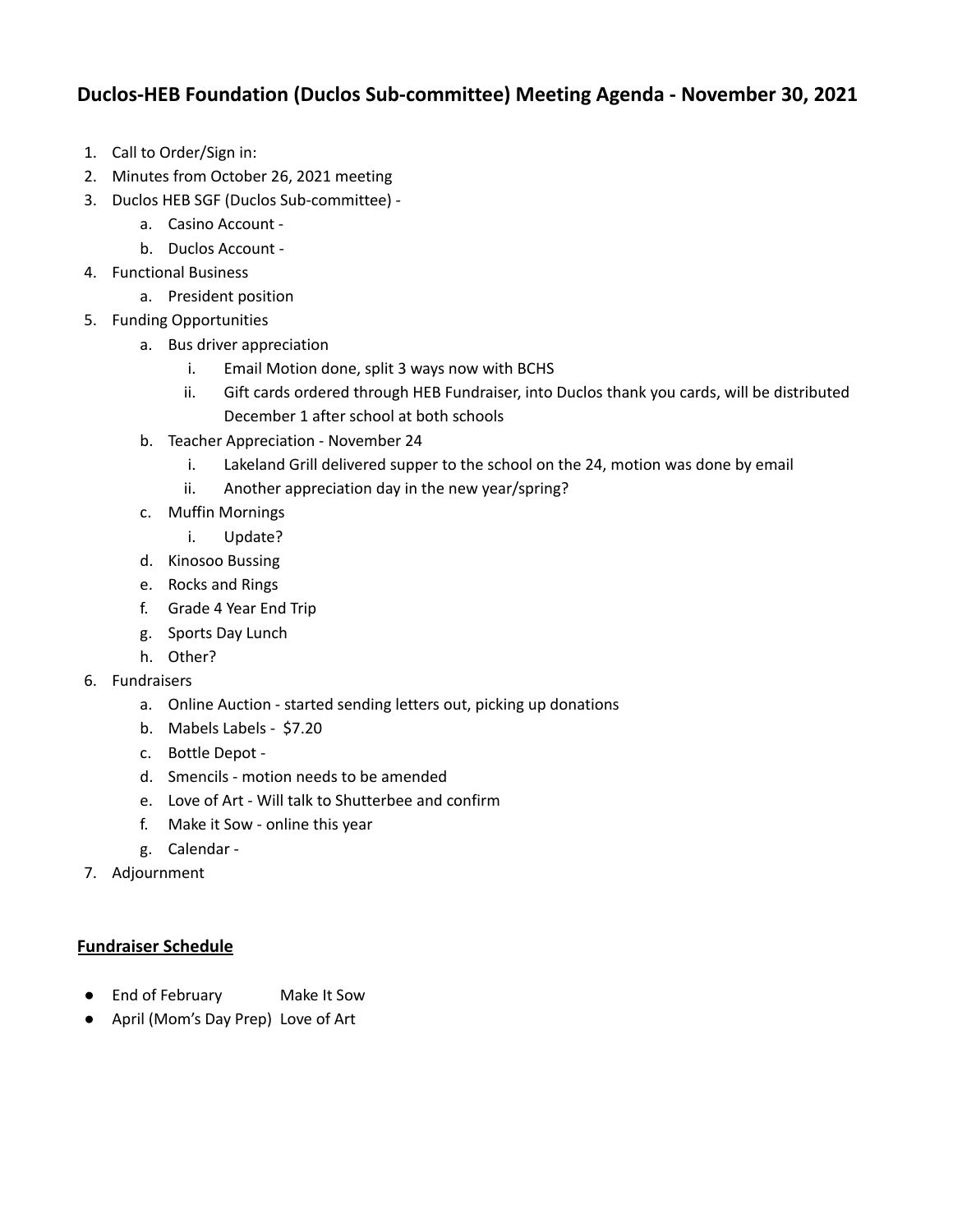# Duclos-HEB Foundation (Duclos Sub-committee) Meeting Agenda - November 30, 2021

1. Call to Order/Sign in:
2. Minutes from October 26, 2021 meeting
3. Duclos HEB SGF (Duclos Sub-committee) -
   a. Casino Account -
   b. Duclos Account -
4. Functional Business
   a. President position
5. Funding Opportunities
   a. Bus driver appreciation
      i. Email Motion done, split 3 ways now with BCHS
      ii. Gift cards ordered through HEB Fundraiser, into Duclos thank you cards, will be distributed December 1 after school at both schools
   b. Teacher Appreciation - November 24
      i. Lakeland Grill delivered supper to the school on the 24, motion was done by email
      ii. Another appreciation day in the new year/spring?
   c. Muffin Mornings
      i. Update?
   d. Kinosoo Bussing
   e. Rocks and Rings
   f. Grade 4 Year End Trip
   g. Sports Day Lunch
   h. Other?
6. Fundraisers
   a. Online Auction - started sending letters out, picking up donations
   b. Mabels Labels - $7.20
   c. Bottle Depot -
   d. Smencils - motion needs to be amended
   e. Love of Art - Will talk to Shutterbee and confirm
   f. Make it Sow - online this year
   g. Calendar -
7. Adjournment

## **Fundraiser Schedule**

- End of February — Make It Sow
- April (Mom's Day Prep) — Love of Art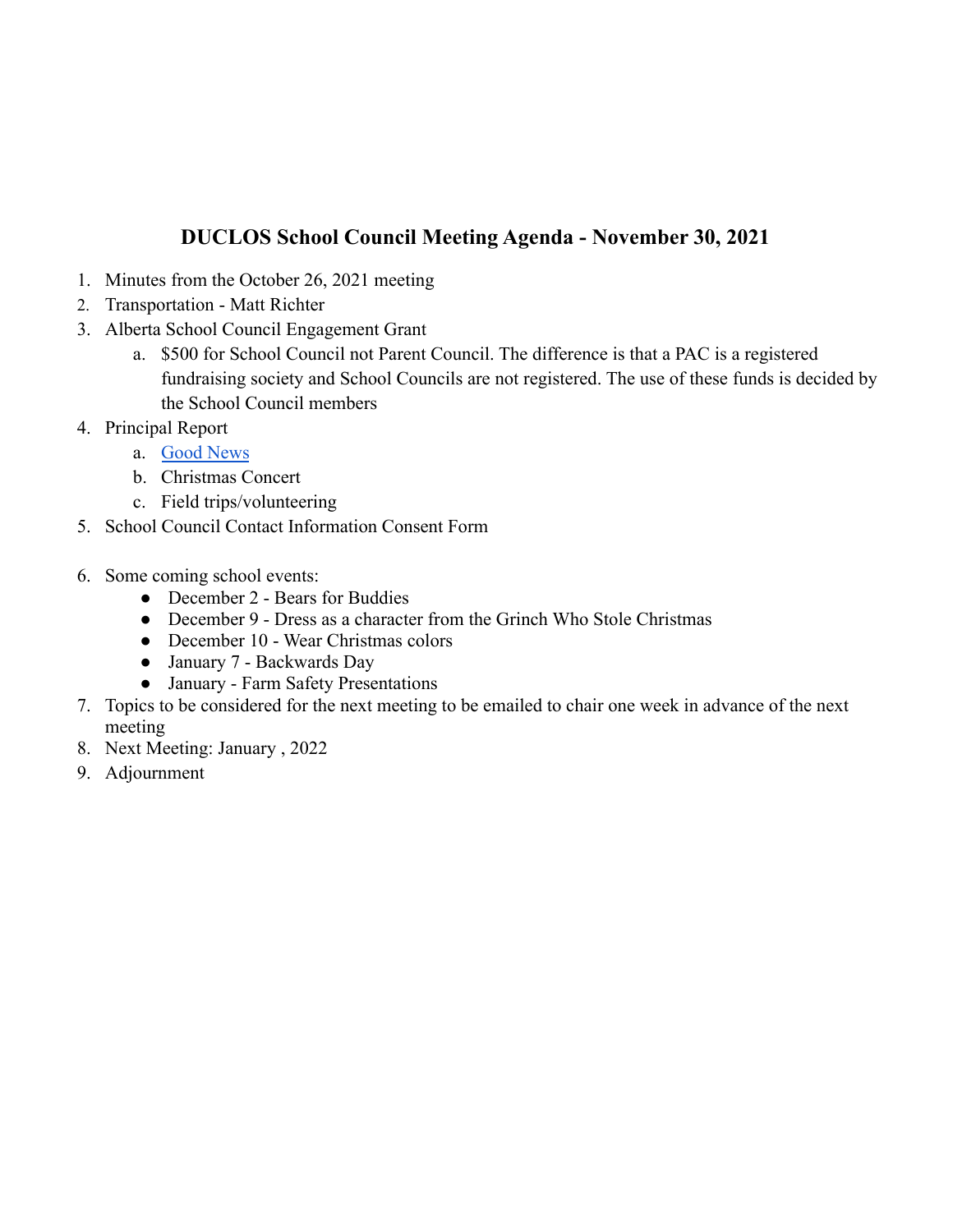# DUCLOS School Council Meeting Agenda - November 30, 2021

1. Minutes from the October 26, 2021 meeting
2. Transportation - Matt Richter
3. Alberta School Council Engagement Grant
   a. $500 for School Council not Parent Council. The difference is that a PAC is a registered fundraising society and School Councils are not registered. The use of these funds is decided by the School Council members
4. Principal Report
   a. Good News
   b. Christmas Concert
   c. Field trips/volunteering
5. School Council Contact Information Consent Form

6. Some coming school events:
   - December 2 - Bears for Buddies
   - December 9 - Dress as a character from the Grinch Who Stole Christmas
   - December 10 - Wear Christmas colors
   - January 7 - Backwards Day
   - January - Farm Safety Presentations
7. Topics to be considered for the next meeting to be emailed to chair one week in advance of the next meeting
8. Next Meeting: January , 2022
9. Adjournment